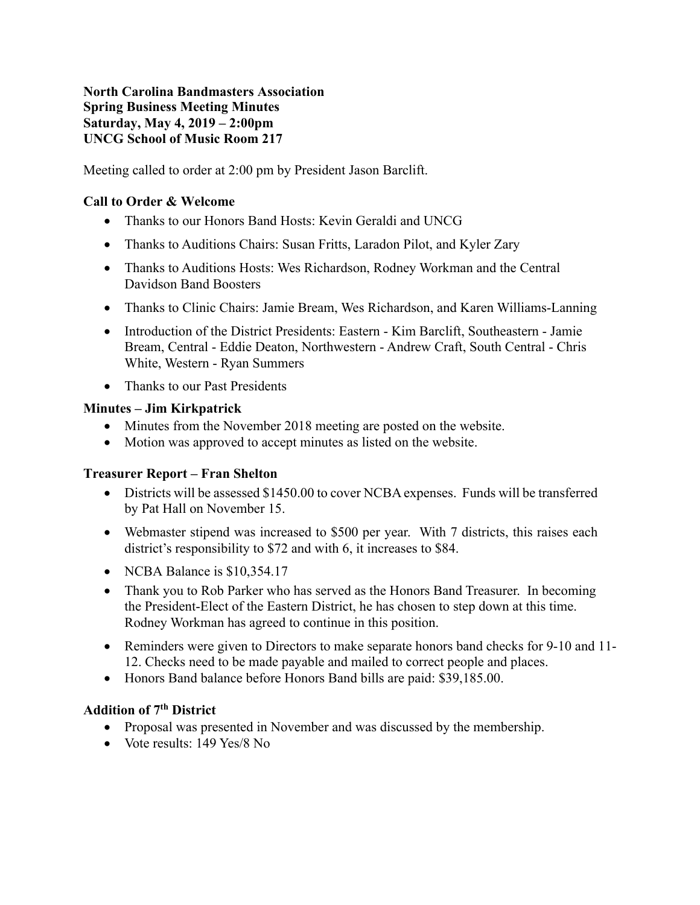**North Carolina Bandmasters Association**
**Spring Business Meeting Minutes**
**Saturday, May 4, 2019 – 2:00pm**
**UNCG School of Music Room 217**

Meeting called to order at 2:00 pm by President Jason Barclift.

**Call to Order & Welcome**

- Thanks to our Honors Band Hosts: Kevin Geraldi and UNCG
- Thanks to Auditions Chairs: Susan Fritts, Laradon Pilot, and Kyler Zary
- Thanks to Auditions Hosts: Wes Richardson, Rodney Workman and the Central Davidson Band Boosters
- Thanks to Clinic Chairs: Jamie Bream, Wes Richardson, and Karen Williams-Lanning
- Introduction of the District Presidents: Eastern - Kim Barclift, Southeastern - Jamie Bream, Central - Eddie Deaton, Northwestern - Andrew Craft, South Central - Chris White, Western - Ryan Summers
- Thanks to our Past Presidents

**Minutes – Jim Kirkpatrick**

- Minutes from the November 2018 meeting are posted on the website.
- Motion was approved to accept minutes as listed on the website.

**Treasurer Report – Fran Shelton**

- Districts will be assessed $1450.00 to cover NCBA expenses. Funds will be transferred by Pat Hall on November 15.
- Webmaster stipend was increased to $500 per year. With 7 districts, this raises each district's responsibility to $72 and with 6, it increases to $84.
- NCBA Balance is $10,354.17
- Thank you to Rob Parker who has served as the Honors Band Treasurer. In becoming the President-Elect of the Eastern District, he has chosen to step down at this time. Rodney Workman has agreed to continue in this position.
- Reminders were given to Directors to make separate honors band checks for 9-10 and 11-12. Checks need to be made payable and mailed to correct people and places.
- Honors Band balance before Honors Band bills are paid: $39,185.00.

**Addition of 7th District**

- Proposal was presented in November and was discussed by the membership.
- Vote results: 149 Yes/8 No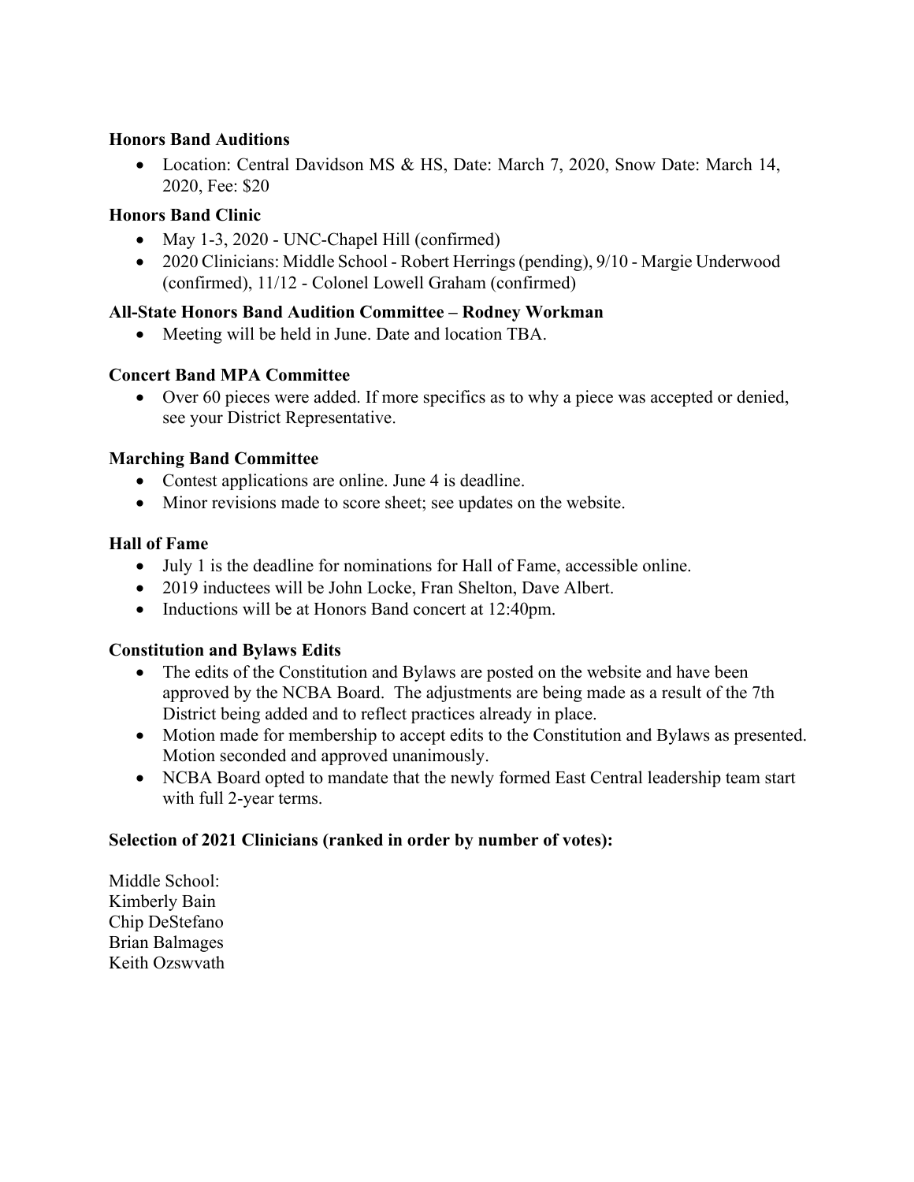**Honors Band Auditions**

- Location: Central Davidson MS & HS, Date: March 7, 2020, Snow Date: March 14, 2020, Fee: $20

**Honors Band Clinic**

- May 1-3, 2020 - UNC-Chapel Hill (confirmed)
- 2020 Clinicians: Middle School - Robert Herrings (pending), 9/10 - Margie Underwood (confirmed), 11/12 - Colonel Lowell Graham (confirmed)

**All-State Honors Band Audition Committee – Rodney Workman**

- Meeting will be held in June. Date and location TBA.

**Concert Band MPA Committee**

- Over 60 pieces were added. If more specifics as to why a piece was accepted or denied, see your District Representative.

**Marching Band Committee**

- Contest applications are online. June 4 is deadline.
- Minor revisions made to score sheet; see updates on the website.

**Hall of Fame**

- July 1 is the deadline for nominations for Hall of Fame, accessible online.
- 2019 inductees will be John Locke, Fran Shelton, Dave Albert.
- Inductions will be at Honors Band concert at 12:40pm.

**Constitution and Bylaws Edits**

- The edits of the Constitution and Bylaws are posted on the website and have been approved by the NCBA Board. The adjustments are being made as a result of the 7th District being added and to reflect practices already in place.
- Motion made for membership to accept edits to the Constitution and Bylaws as presented. Motion seconded and approved unanimously.
- NCBA Board opted to mandate that the newly formed East Central leadership team start with full 2-year terms.

**Selection of 2021 Clinicians (ranked in order by number of votes):**

Middle School:
Kimberly Bain
Chip DeStefano
Brian Balmages
Keith Ozswvath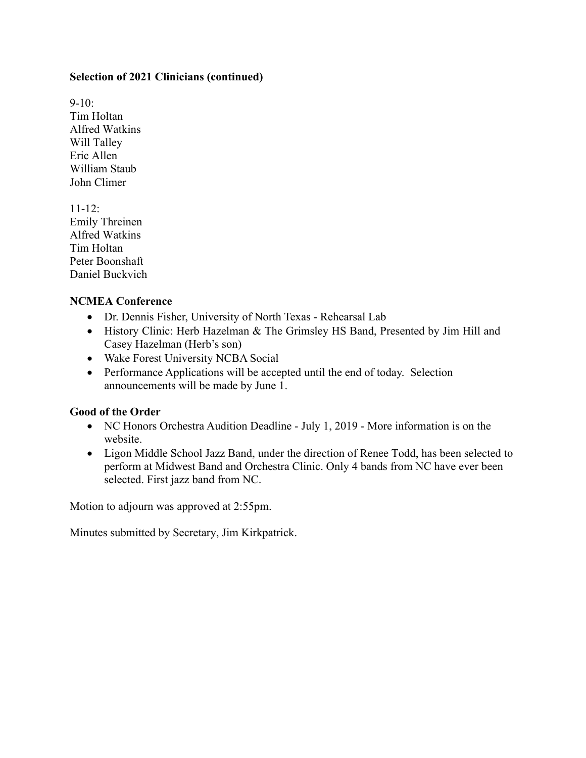**Selection of 2021 Clinicians (continued)**

9-10:
Tim Holtan
Alfred Watkins
Will Talley
Eric Allen
William Staub
John Climer

11-12:
Emily Threinen
Alfred Watkins
Tim Holtan
Peter Boonshaft
Daniel Buckvich

**NCMEA Conference**

- Dr. Dennis Fisher, University of North Texas - Rehearsal Lab
- History Clinic: Herb Hazelman & The Grimsley HS Band, Presented by Jim Hill and Casey Hazelman (Herb's son)
- Wake Forest University NCBA Social
- Performance Applications will be accepted until the end of today. Selection announcements will be made by June 1.

**Good of the Order**

- NC Honors Orchestra Audition Deadline - July 1, 2019 - More information is on the website.
- Ligon Middle School Jazz Band, under the direction of Renee Todd, has been selected to perform at Midwest Band and Orchestra Clinic. Only 4 bands from NC have ever been selected. First jazz band from NC.

Motion to adjourn was approved at 2:55pm.

Minutes submitted by Secretary, Jim Kirkpatrick.